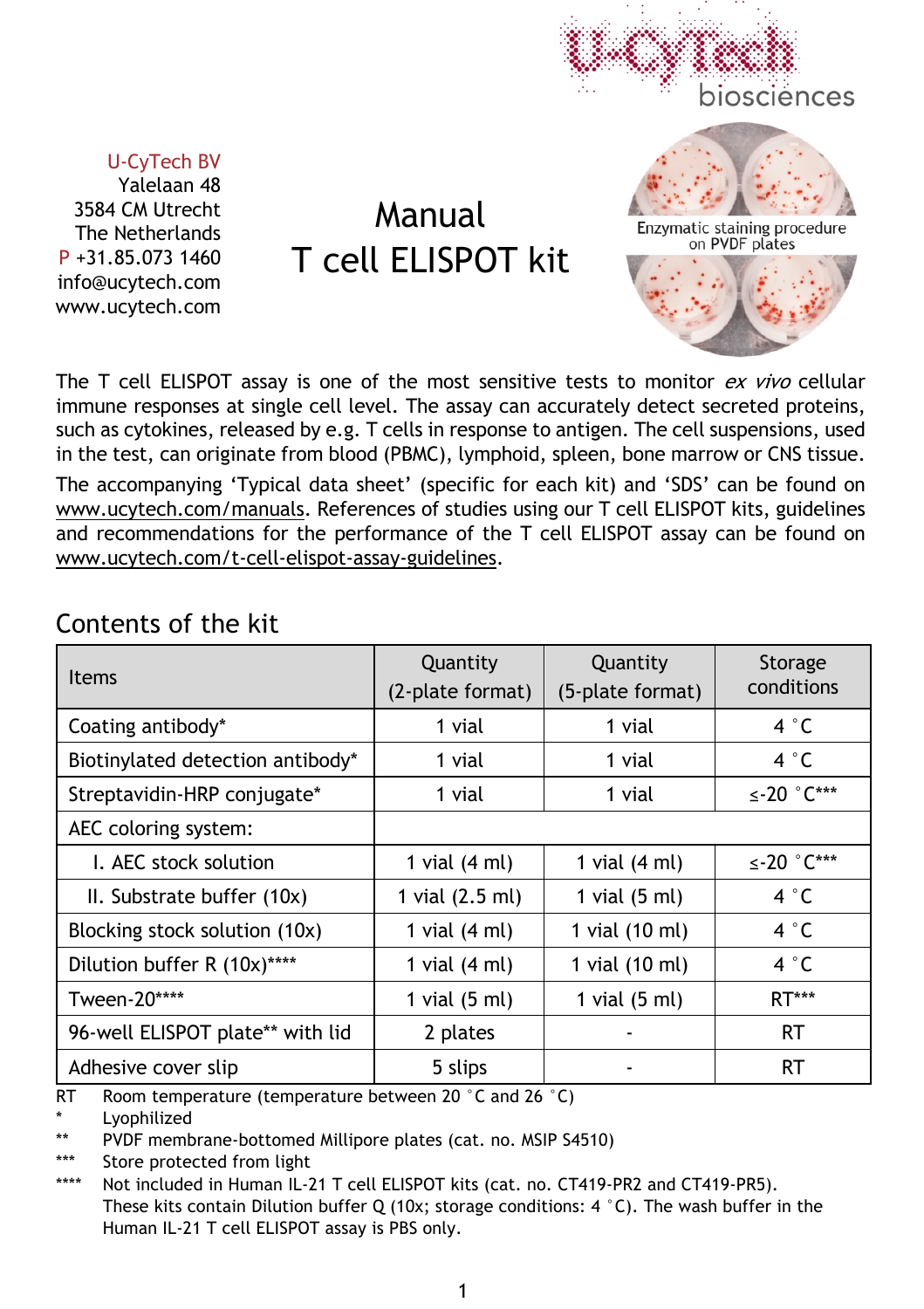U-CyTech BV
Yalelaan 48
3584 CM Utrecht
The Netherlands
P +31.85.073 1460
info@ucytech.com
www.ucytech.com

# Manual
# T cell ELISPOT kit

Enzymatic staining procedure on PVDF plates

The T cell ELISPOT assay is one of the most sensitive tests to monitor *ex vivo* cellular immune responses at single cell level. The assay can accurately detect secreted proteins, such as cytokines, released by e.g. T cells in response to antigen. The cell suspensions, used in the test, can originate from blood (PBMC), lymphoid, spleen, bone marrow or CNS tissue.

The accompanying 'Typical data sheet' (specific for each kit) and 'SDS' can be found on www.ucytech.com/manuals. References of studies using our T cell ELISPOT kits, guidelines and recommendations for the performance of the T cell ELISPOT assay can be found on www.ucytech.com/t-cell-elispot-assay-guidelines.

## Contents of the kit

| Items | Quantity (2-plate format) | Quantity (5-plate format) | Storage conditions |
|---|---|---|---|
| Coating antibody* | 1 vial | 1 vial | 4 °C |
| Biotinylated detection antibody* | 1 vial | 1 vial | 4 °C |
| Streptavidin-HRP conjugate* | 1 vial | 1 vial | ≤-20 °C*** |
| AEC coloring system: | | | |
| I. AEC stock solution | 1 vial (4 ml) | 1 vial (4 ml) | ≤-20 °C*** |
| II. Substrate buffer (10x) | 1 vial (2.5 ml) | 1 vial (5 ml) | 4 °C |
| Blocking stock solution (10x) | 1 vial (4 ml) | 1 vial (10 ml) | 4 °C |
| Dilution buffer R (10x)**** | 1 vial (4 ml) | 1 vial (10 ml) | 4 °C |
| Tween-20**** | 1 vial (5 ml) | 1 vial (5 ml) | RT*** |
| 96-well ELISPOT plate** with lid | 2 plates | - | RT |
| Adhesive cover slip | 5 slips | - | RT |

RT Room temperature (temperature between 20 °C and 26 °C)
\* Lyophilized
** PVDF membrane-bottomed Millipore plates (cat. no. MSIP S4510)
*** Store protected from light
**** Not included in Human IL-21 T cell ELISPOT kits (cat. no. CT419-PR2 and CT419-PR5). These kits contain Dilution buffer Q (10x; storage conditions: 4 °C). The wash buffer in the Human IL-21 T cell ELISPOT assay is PBS only.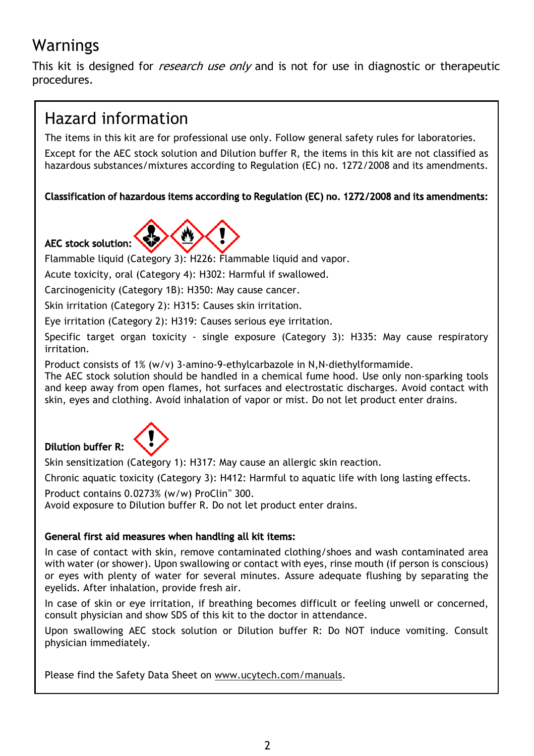# Warnings

This kit is designed for *research use only* and is not for use in diagnostic or therapeutic procedures.

## Hazard information

The items in this kit are for professional use only. Follow general safety rules for laboratories.

Except for the AEC stock solution and Dilution buffer R, the items in this kit are not classified as hazardous substances/mixtures according to Regulation (EC) no. 1272/2008 and its amendments.

**Classification of hazardous items according to Regulation (EC) no. 1272/2008 and its amendments:**

**AEC stock solution:**

Flammable liquid (Category 3): H226: Flammable liquid and vapor.

Acute toxicity, oral (Category 4): H302: Harmful if swallowed.

Carcinogenicity (Category 1B): H350: May cause cancer.

Skin irritation (Category 2): H315: Causes skin irritation.

Eye irritation (Category 2): H319: Causes serious eye irritation.

Specific target organ toxicity - single exposure (Category 3): H335: May cause respiratory irritation.

Product consists of 1% (w/v) 3-amino-9-ethylcarbazole in N,N-diethylformamide.
The AEC stock solution should be handled in a chemical fume hood. Use only non-sparking tools and keep away from open flames, hot surfaces and electrostatic discharges. Avoid contact with skin, eyes and clothing. Avoid inhalation of vapor or mist. Do not let product enter drains.

**Dilution buffer R:**

Skin sensitization (Category 1): H317: May cause an allergic skin reaction.

Chronic aquatic toxicity (Category 3): H412: Harmful to aquatic life with long lasting effects.

Product contains 0.0273% (w/w) ProClin™ 300.
Avoid exposure to Dilution buffer R. Do not let product enter drains.

**General first aid measures when handling all kit items:**

In case of contact with skin, remove contaminated clothing/shoes and wash contaminated area with water (or shower). Upon swallowing or contact with eyes, rinse mouth (if person is conscious) or eyes with plenty of water for several minutes. Assure adequate flushing by separating the eyelids. After inhalation, provide fresh air.

In case of skin or eye irritation, if breathing becomes difficult or feeling unwell or concerned, consult physician and show SDS of this kit to the doctor in attendance.

Upon swallowing AEC stock solution or Dilution buffer R: Do NOT induce vomiting. Consult physician immediately.

Please find the Safety Data Sheet on www.ucytech.com/manuals.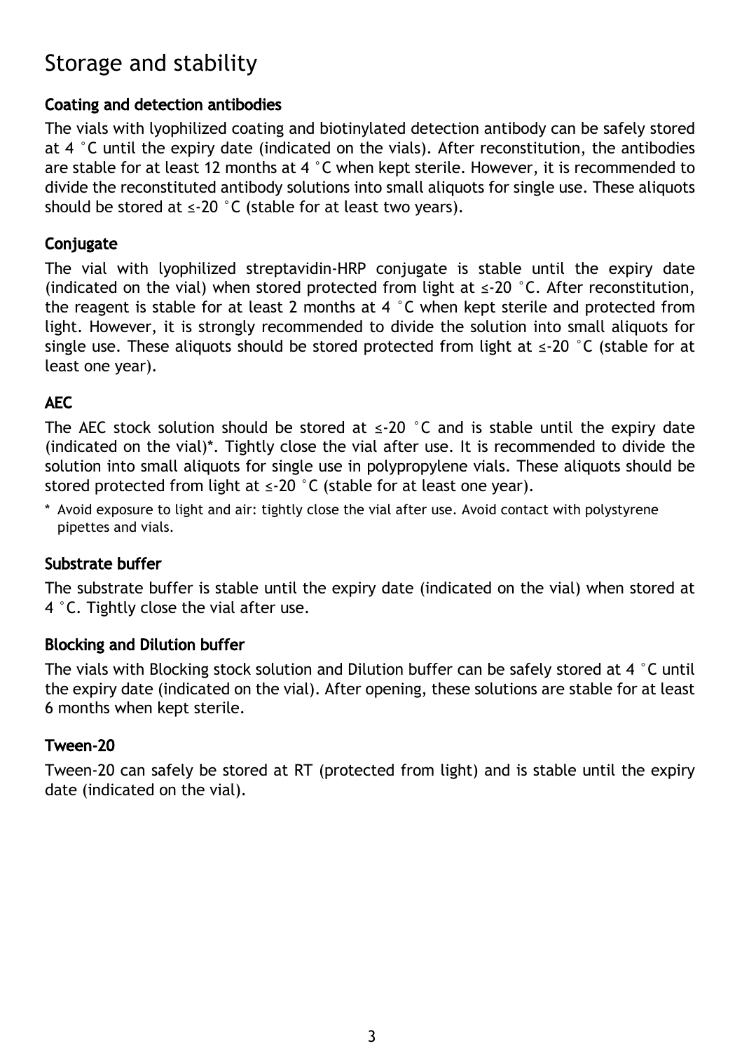# Storage and stability

### Coating and detection antibodies

The vials with lyophilized coating and biotinylated detection antibody can be safely stored at 4 °C until the expiry date (indicated on the vials). After reconstitution, the antibodies are stable for at least 12 months at 4 °C when kept sterile. However, it is recommended to divide the reconstituted antibody solutions into small aliquots for single use. These aliquots should be stored at ≤-20 °C (stable for at least two years).

### Conjugate

The vial with lyophilized streptavidin-HRP conjugate is stable until the expiry date (indicated on the vial) when stored protected from light at ≤-20 °C. After reconstitution, the reagent is stable for at least 2 months at 4 °C when kept sterile and protected from light. However, it is strongly recommended to divide the solution into small aliquots for single use. These aliquots should be stored protected from light at ≤-20 °C (stable for at least one year).

### AEC

The AEC stock solution should be stored at ≤-20 °C and is stable until the expiry date (indicated on the vial)*. Tightly close the vial after use. It is recommended to divide the solution into small aliquots for single use in polypropylene vials. These aliquots should be stored protected from light at ≤-20 °C (stable for at least one year).

\* Avoid exposure to light and air: tightly close the vial after use. Avoid contact with polystyrene pipettes and vials.

### Substrate buffer

The substrate buffer is stable until the expiry date (indicated on the vial) when stored at 4 °C. Tightly close the vial after use.

### Blocking and Dilution buffer

The vials with Blocking stock solution and Dilution buffer can be safely stored at 4 °C until the expiry date (indicated on the vial). After opening, these solutions are stable for at least 6 months when kept sterile.

### Tween-20

Tween-20 can safely be stored at RT (protected from light) and is stable until the expiry date (indicated on the vial).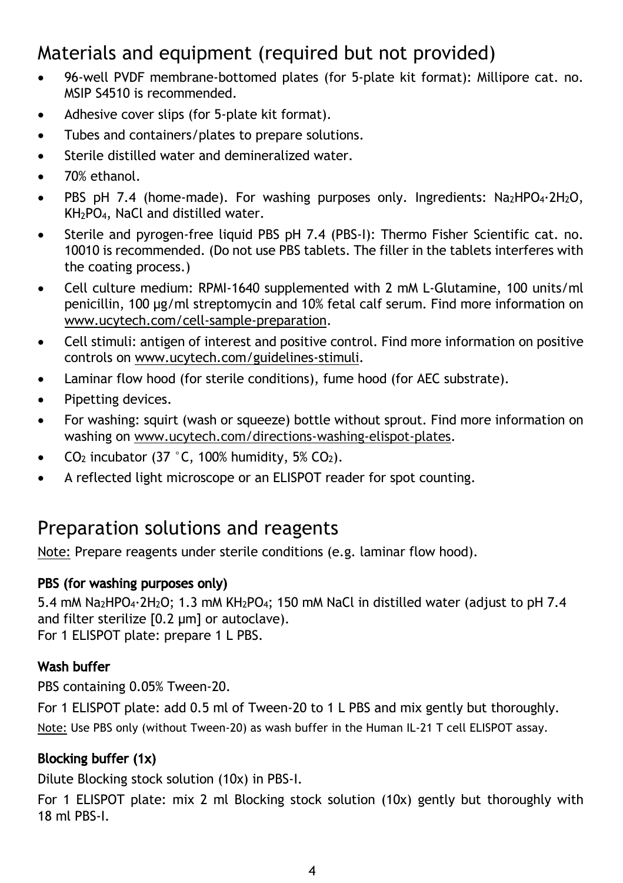## Materials and equipment (required but not provided)

- 96-well PVDF membrane-bottomed plates (for 5-plate kit format): Millipore cat. no. MSIP S4510 is recommended.
- Adhesive cover slips (for 5-plate kit format).
- Tubes and containers/plates to prepare solutions.
- Sterile distilled water and demineralized water.
- 70% ethanol.
- PBS pH 7.4 (home-made). For washing purposes only. Ingredients: $Na_2HPO_4{\cdot}2H_2O$, $KH_2PO_4$, NaCl and distilled water.
- Sterile and pyrogen-free liquid PBS pH 7.4 (PBS-I): Thermo Fisher Scientific cat. no. 10010 is recommended. (Do not use PBS tablets. The filler in the tablets interferes with the coating process.)
- Cell culture medium: RPMI-1640 supplemented with 2 mM L-Glutamine, 100 units/ml penicillin, 100 µg/ml streptomycin and 10% fetal calf serum. Find more information on www.ucytech.com/cell-sample-preparation.
- Cell stimuli: antigen of interest and positive control. Find more information on positive controls on www.ucytech.com/guidelines-stimuli.
- Laminar flow hood (for sterile conditions), fume hood (for AEC substrate).
- Pipetting devices.
- For washing: squirt (wash or squeeze) bottle without sprout. Find more information on washing on www.ucytech.com/directions-washing-elispot-plates.
- $CO_2$ incubator (37 °C, 100% humidity, 5% $CO_2$).
- A reflected light microscope or an ELISPOT reader for spot counting.

## Preparation solutions and reagents

Note: Prepare reagents under sterile conditions (e.g. laminar flow hood).

**PBS (for washing purposes only)**

5.4 mM $Na_2HPO_4{\cdot}2H_2O$; 1.3 mM $KH_2PO_4$; 150 mM NaCl in distilled water (adjust to pH 7.4 and filter sterilize [0.2 µm] or autoclave).
For 1 ELISPOT plate: prepare 1 L PBS.

**Wash buffer**

PBS containing 0.05% Tween-20.

For 1 ELISPOT plate: add 0.5 ml of Tween-20 to 1 L PBS and mix gently but thoroughly.

Note: Use PBS only (without Tween-20) as wash buffer in the Human IL-21 T cell ELISPOT assay.

**Blocking buffer (1x)**

Dilute Blocking stock solution (10x) in PBS-I.

For 1 ELISPOT plate: mix 2 ml Blocking stock solution (10x) gently but thoroughly with 18 ml PBS-I.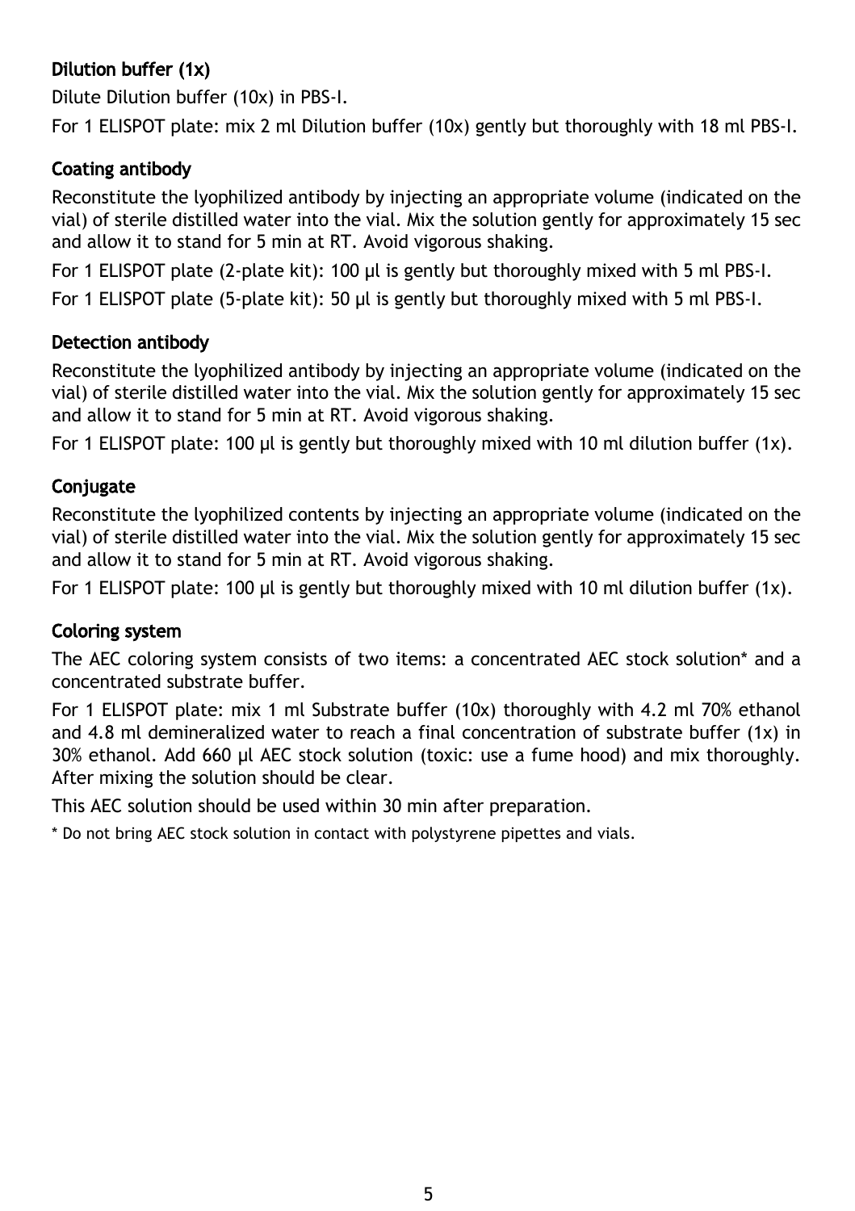### Dilution buffer (1x)

Dilute Dilution buffer (10x) in PBS-I.

For 1 ELISPOT plate: mix 2 ml Dilution buffer (10x) gently but thoroughly with 18 ml PBS-I.

### Coating antibody

Reconstitute the lyophilized antibody by injecting an appropriate volume (indicated on the vial) of sterile distilled water into the vial. Mix the solution gently for approximately 15 sec and allow it to stand for 5 min at RT. Avoid vigorous shaking.

For 1 ELISPOT plate (2-plate kit): 100 µl is gently but thoroughly mixed with 5 ml PBS-I.

For 1 ELISPOT plate (5-plate kit): 50 µl is gently but thoroughly mixed with 5 ml PBS-I.

### Detection antibody

Reconstitute the lyophilized antibody by injecting an appropriate volume (indicated on the vial) of sterile distilled water into the vial. Mix the solution gently for approximately 15 sec and allow it to stand for 5 min at RT. Avoid vigorous shaking.

For 1 ELISPOT plate: 100 µl is gently but thoroughly mixed with 10 ml dilution buffer (1x).

### Conjugate

Reconstitute the lyophilized contents by injecting an appropriate volume (indicated on the vial) of sterile distilled water into the vial. Mix the solution gently for approximately 15 sec and allow it to stand for 5 min at RT. Avoid vigorous shaking.

For 1 ELISPOT plate: 100 µl is gently but thoroughly mixed with 10 ml dilution buffer (1x).

### Coloring system

The AEC coloring system consists of two items: a concentrated AEC stock solution* and a concentrated substrate buffer.

For 1 ELISPOT plate: mix 1 ml Substrate buffer (10x) thoroughly with 4.2 ml 70% ethanol and 4.8 ml demineralized water to reach a final concentration of substrate buffer (1x) in 30% ethanol. Add 660 µl AEC stock solution (toxic: use a fume hood) and mix thoroughly. After mixing the solution should be clear.

This AEC solution should be used within 30 min after preparation.

* Do not bring AEC stock solution in contact with polystyrene pipettes and vials.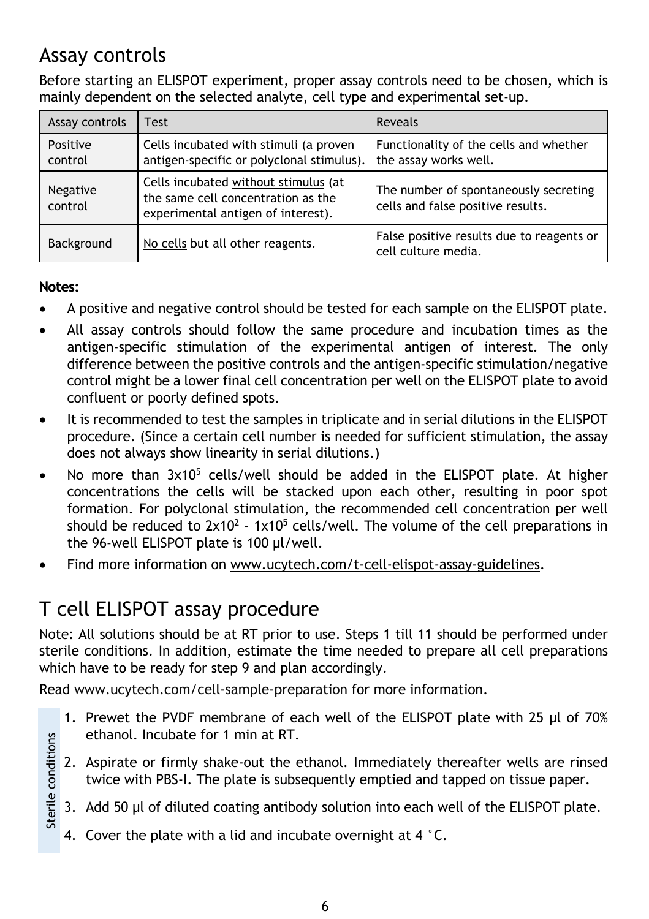## Assay controls

Before starting an ELISPOT experiment, proper assay controls need to be chosen, which is mainly dependent on the selected analyte, cell type and experimental set-up.

| Assay controls | Test | Reveals |
| --- | --- | --- |
| Positive control | Cells incubated with stimuli (a proven antigen-specific or polyclonal stimulus). | Functionality of the cells and whether the assay works well. |
| Negative control | Cells incubated without stimulus (at the same cell concentration as the experimental antigen of interest). | The number of spontaneously secreting cells and false positive results. |
| Background | No cells but all other reagents. | False positive results due to reagents or cell culture media. |

**Notes:**

- A positive and negative control should be tested for each sample on the ELISPOT plate.
- All assay controls should follow the same procedure and incubation times as the antigen-specific stimulation of the experimental antigen of interest. The only difference between the positive controls and the antigen-specific stimulation/negative control might be a lower final cell concentration per well on the ELISPOT plate to avoid confluent or poorly defined spots.
- It is recommended to test the samples in triplicate and in serial dilutions in the ELISPOT procedure. (Since a certain cell number is needed for sufficient stimulation, the assay does not always show linearity in serial dilutions.)
- No more than $3x10^5$ cells/well should be added in the ELISPOT plate. At higher concentrations the cells will be stacked upon each other, resulting in poor spot formation. For polyclonal stimulation, the recommended cell concentration per well should be reduced to $2x10^2$ – $1x10^5$ cells/well. The volume of the cell preparations in the 96-well ELISPOT plate is 100 µl/well.
- Find more information on www.ucytech.com/t-cell-elispot-assay-guidelines.

## T cell ELISPOT assay procedure

Note: All solutions should be at RT prior to use. Steps 1 till 11 should be performed under sterile conditions. In addition, estimate the time needed to prepare all cell preparations which have to be ready for step 9 and plan accordingly.

Read www.ucytech.com/cell-sample-preparation for more information.

*Sterile conditions*

1. Prewet the PVDF membrane of each well of the ELISPOT plate with 25 µl of 70% ethanol. Incubate for 1 min at RT.
2. Aspirate or firmly shake-out the ethanol. Immediately thereafter wells are rinsed twice with PBS-I. The plate is subsequently emptied and tapped on tissue paper.
3. Add 50 µl of diluted coating antibody solution into each well of the ELISPOT plate.
4. Cover the plate with a lid and incubate overnight at 4 °C.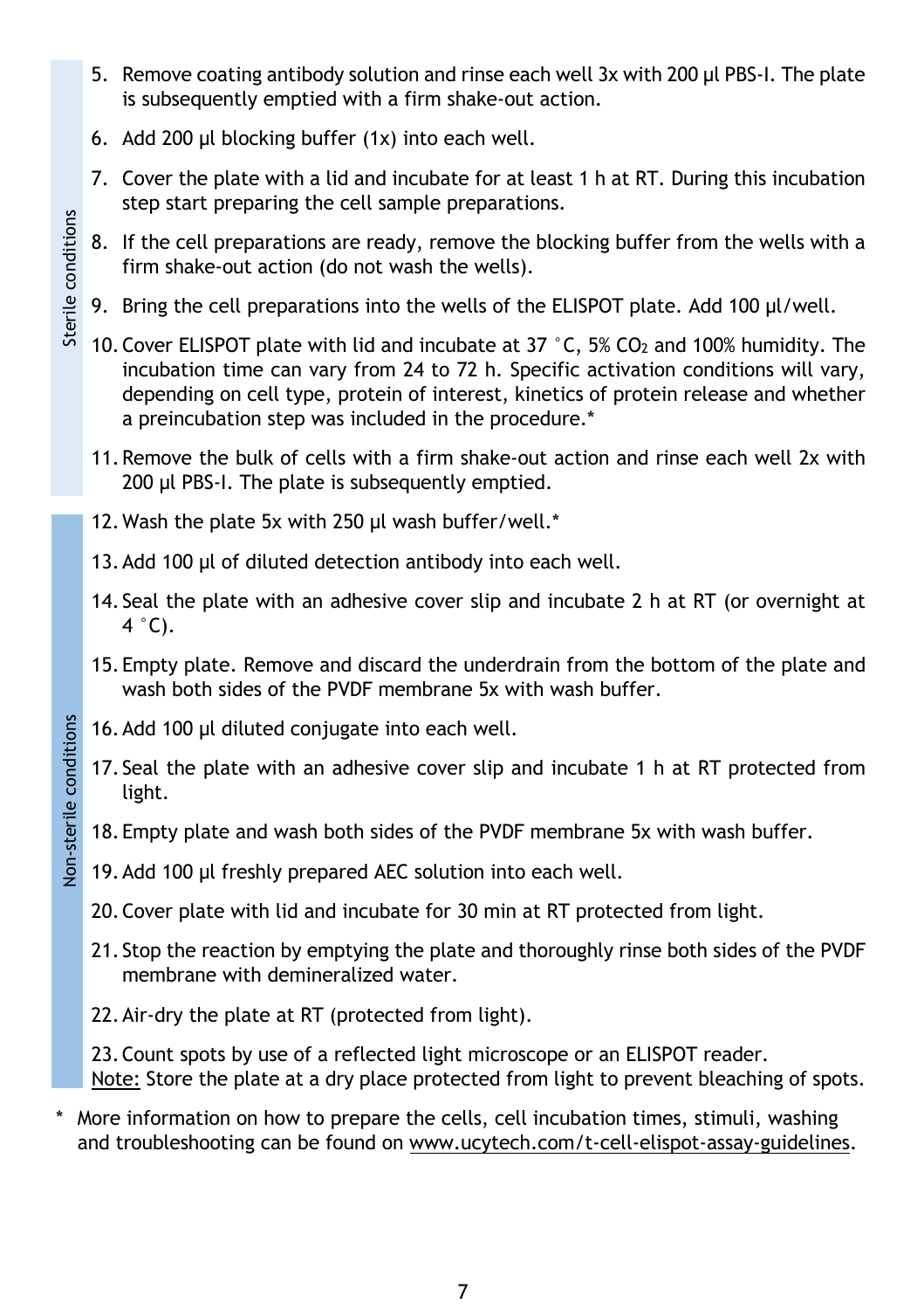Sterile conditions

5. Remove coating antibody solution and rinse each well 3x with 200 µl PBS-I. The plate is subsequently emptied with a firm shake-out action.
6. Add 200 µl blocking buffer (1x) into each well.
7. Cover the plate with a lid and incubate for at least 1 h at RT. During this incubation step start preparing the cell sample preparations.
8. If the cell preparations are ready, remove the blocking buffer from the wells with a firm shake-out action (do not wash the wells).
9. Bring the cell preparations into the wells of the ELISPOT plate. Add 100 µl/well.
10. Cover ELISPOT plate with lid and incubate at 37 °C, 5% $CO_2$ and 100% humidity. The incubation time can vary from 24 to 72 h. Specific activation conditions will vary, depending on cell type, protein of interest, kinetics of protein release and whether a preincubation step was included in the procedure.*
11. Remove the bulk of cells with a firm shake-out action and rinse each well 2x with 200 µl PBS-I. The plate is subsequently emptied.

Non-sterile conditions

12. Wash the plate 5x with 250 µl wash buffer/well.*
13. Add 100 µl of diluted detection antibody into each well.
14. Seal the plate with an adhesive cover slip and incubate 2 h at RT (or overnight at 4 °C).
15. Empty plate. Remove and discard the underdrain from the bottom of the plate and wash both sides of the PVDF membrane 5x with wash buffer.
16. Add 100 µl diluted conjugate into each well.
17. Seal the plate with an adhesive cover slip and incubate 1 h at RT protected from light.
18. Empty plate and wash both sides of the PVDF membrane 5x with wash buffer.
19. Add 100 µl freshly prepared AEC solution into each well.
20. Cover plate with lid and incubate for 30 min at RT protected from light.
21. Stop the reaction by emptying the plate and thoroughly rinse both sides of the PVDF membrane with demineralized water.
22. Air-dry the plate at RT (protected from light).
23. Count spots by use of a reflected light microscope or an ELISPOT reader.
    Note: Store the plate at a dry place protected from light to prevent bleaching of spots.

\* More information on how to prepare the cells, cell incubation times, stimuli, washing and troubleshooting can be found on www.ucytech.com/t-cell-elispot-assay-guidelines.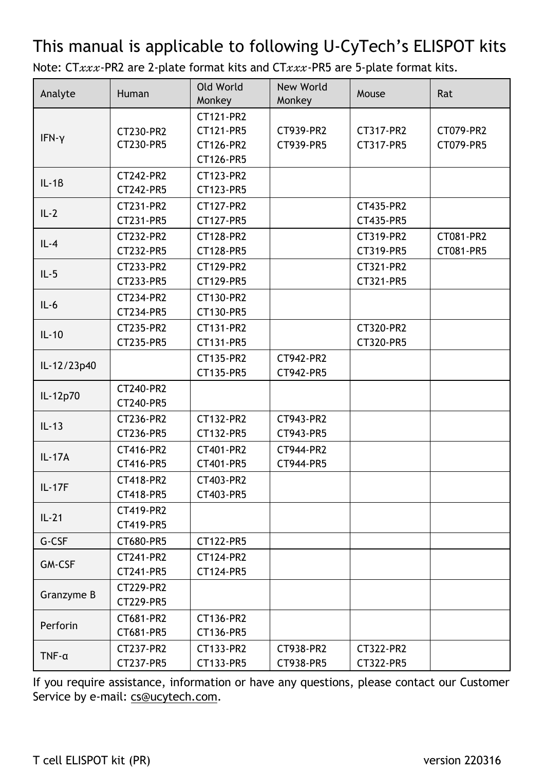# This manual is applicable to following U-CyTech's ELISPOT kits

Note: CT$xxx$-PR2 are 2-plate format kits and CT$xxx$-PR5 are 5-plate format kits.

| Analyte | Human | Old World Monkey | New World Monkey | Mouse | Rat |
|---|---|---|---|---|---|
| IFN-γ | CT230-PR2<br>CT230-PR5 | CT121-PR2<br>CT121-PR5<br>CT126-PR2<br>CT126-PR5 | CT939-PR2<br>CT939-PR5 | CT317-PR2<br>CT317-PR5 | CT079-PR2<br>CT079-PR5 |
| IL-1β | CT242-PR2<br>CT242-PR5 | CT123-PR2<br>CT123-PR5 | | | |
| IL-2 | CT231-PR2<br>CT231-PR5 | CT127-PR2<br>CT127-PR5 | | CT435-PR2<br>CT435-PR5 | |
| IL-4 | CT232-PR2<br>CT232-PR5 | CT128-PR2<br>CT128-PR5 | | CT319-PR2<br>CT319-PR5 | CT081-PR2<br>CT081-PR5 |
| IL-5 | CT233-PR2<br>CT233-PR5 | CT129-PR2<br>CT129-PR5 | | CT321-PR2<br>CT321-PR5 | |
| IL-6 | CT234-PR2<br>CT234-PR5 | CT130-PR2<br>CT130-PR5 | | | |
| IL-10 | CT235-PR2<br>CT235-PR5 | CT131-PR2<br>CT131-PR5 | | CT320-PR2<br>CT320-PR5 | |
| IL-12/23p40 | | CT135-PR2<br>CT135-PR5 | CT942-PR2<br>CT942-PR5 | | |
| IL-12p70 | CT240-PR2<br>CT240-PR5 | | | | |
| IL-13 | CT236-PR2<br>CT236-PR5 | CT132-PR2<br>CT132-PR5 | CT943-PR2<br>CT943-PR5 | | |
| IL-17A | CT416-PR2<br>CT416-PR5 | CT401-PR2<br>CT401-PR5 | CT944-PR2<br>CT944-PR5 | | |
| IL-17F | CT418-PR2<br>CT418-PR5 | CT403-PR2<br>CT403-PR5 | | | |
| IL-21 | CT419-PR2<br>CT419-PR5 | | | | |
| G-CSF | CT680-PR5 | CT122-PR5 | | | |
| GM-CSF | CT241-PR2<br>CT241-PR5 | CT124-PR2<br>CT124-PR5 | | | |
| Granzyme B | CT229-PR2<br>CT229-PR5 | | | | |
| Perforin | CT681-PR2<br>CT681-PR5 | CT136-PR2<br>CT136-PR5 | | | |
| TNF-α | CT237-PR2<br>CT237-PR5 | CT133-PR2<br>CT133-PR5 | CT938-PR2<br>CT938-PR5 | CT322-PR2<br>CT322-PR5 | |

If you require assistance, information or have any questions, please contact our Customer Service by e-mail: cs@ucytech.com.